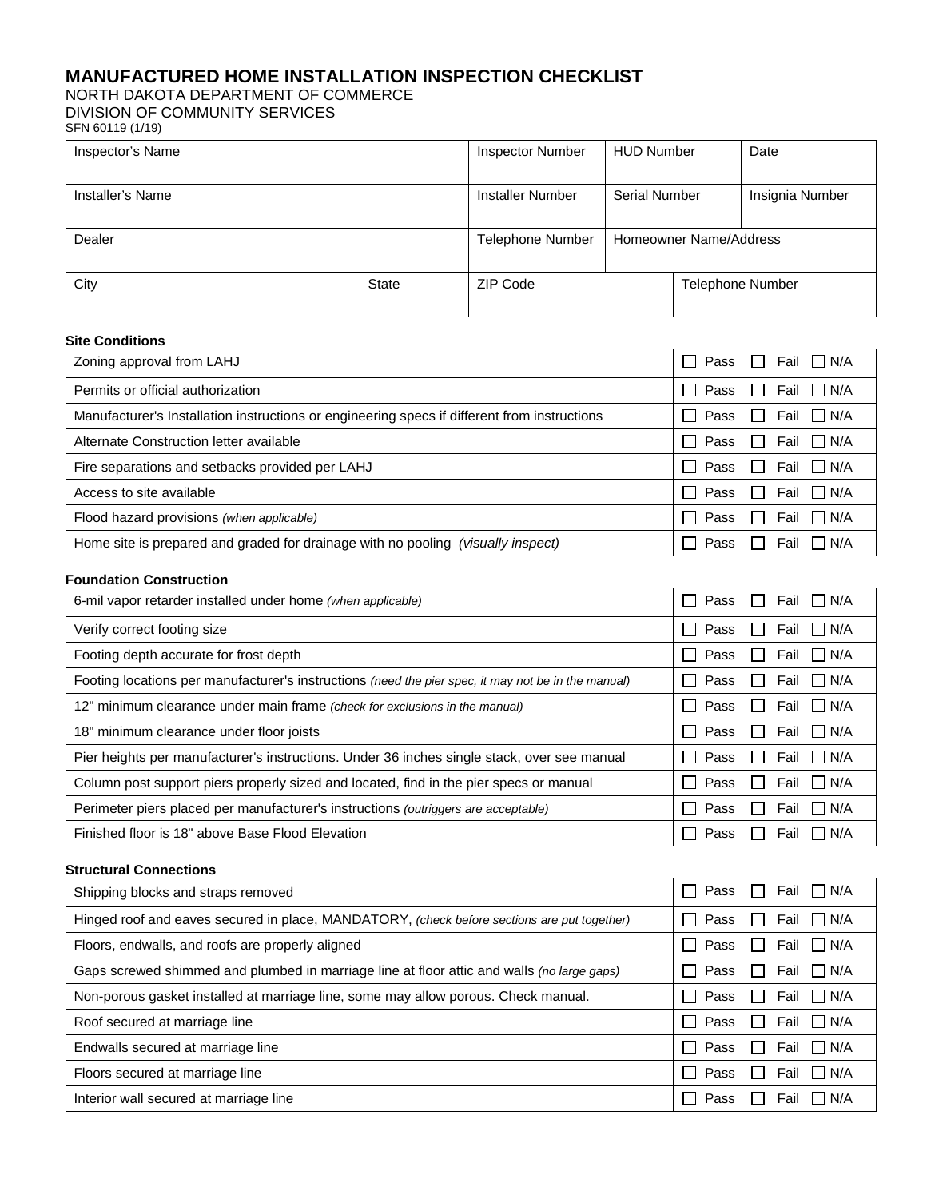# MANUFACTURED HOME INSTALLATION INSPECTION CHECKLIST

NORTH DAKOTA DEPARTMENT OF COMMERCE
DIVISION OF COMMUNITY SERVICES
SFN 60119 (1/19)

| Inspector's Name | | Inspector Number | HUD Number | | Date |
|---|---|---|---|---|---|
| Installer's Name | | Installer Number | Serial Number | | Insignia Number |
| Dealer | | Telephone Number | Homeowner Name/Address | | |
| City | State | ZIP Code | | Telephone Number | |

### Site Conditions

| Item | Result |
|---|---|
| Zoning approval from LAHJ | ☐ Pass ☐ Fail ☐ N/A |
| Permits or official authorization | ☐ Pass ☐ Fail ☐ N/A |
| Manufacturer's Installation instructions or engineering specs if different from instructions | ☐ Pass ☐ Fail ☐ N/A |
| Alternate Construction letter available | ☐ Pass ☐ Fail ☐ N/A |
| Fire separations and setbacks provided per LAHJ | ☐ Pass ☐ Fail ☐ N/A |
| Access to site available | ☐ Pass ☐ Fail ☐ N/A |
| Flood hazard provisions *(when applicable)* | ☐ Pass ☐ Fail ☐ N/A |
| Home site is prepared and graded for drainage with no pooling *(visually inspect)* | ☐ Pass ☐ Fail ☐ N/A |

### Foundation Construction

| Item | Result |
|---|---|
| 6-mil vapor retarder installed under home *(when applicable)* | ☐ Pass ☐ Fail ☐ N/A |
| Verify correct footing size | ☐ Pass ☐ Fail ☐ N/A |
| Footing depth accurate for frost depth | ☐ Pass ☐ Fail ☐ N/A |
| Footing locations per manufacturer's instructions *(need the pier spec, it may not be in the manual)* | ☐ Pass ☐ Fail ☐ N/A |
| 12" minimum clearance under main frame *(check for exclusions in the manual)* | ☐ Pass ☐ Fail ☐ N/A |
| 18" minimum clearance under floor joists | ☐ Pass ☐ Fail ☐ N/A |
| Pier heights per manufacturer's instructions. Under 36 inches single stack, over see manual | ☐ Pass ☐ Fail ☐ N/A |
| Column post support piers properly sized and located, find in the pier specs or manual | ☐ Pass ☐ Fail ☐ N/A |
| Perimeter piers placed per manufacturer's instructions *(outriggers are acceptable)* | ☐ Pass ☐ Fail ☐ N/A |
| Finished floor is 18" above Base Flood Elevation | ☐ Pass ☐ Fail ☐ N/A |

### Structural Connections

| Item | Result |
|---|---|
| Shipping blocks and straps removed | ☐ Pass ☐ Fail ☐ N/A |
| Hinged roof and eaves secured in place, MANDATORY, *(check before sections are put together)* | ☐ Pass ☐ Fail ☐ N/A |
| Floors, endwalls, and roofs are properly aligned | ☐ Pass ☐ Fail ☐ N/A |
| Gaps screwed shimmed and plumbed in marriage line at floor attic and walls *(no large gaps)* | ☐ Pass ☐ Fail ☐ N/A |
| Non-porous gasket installed at marriage line, some may allow porous. Check manual. | ☐ Pass ☐ Fail ☐ N/A |
| Roof secured at marriage line | ☐ Pass ☐ Fail ☐ N/A |
| Endwalls secured at marriage line | ☐ Pass ☐ Fail ☐ N/A |
| Floors secured at marriage line | ☐ Pass ☐ Fail ☐ N/A |
| Interior wall secured at marriage line | ☐ Pass ☐ Fail ☐ N/A |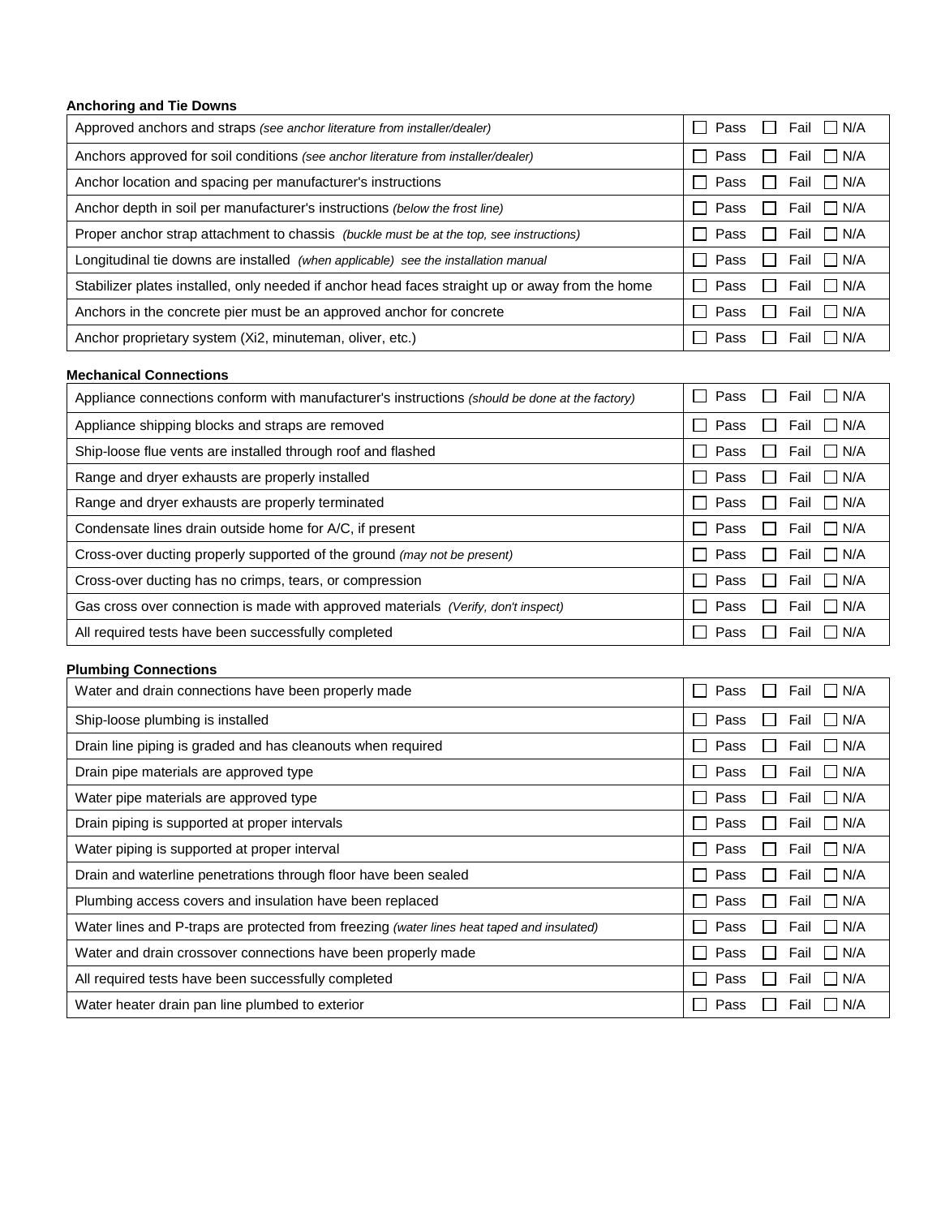**Anchoring and Tie Downs**

| Item | Result |
|---|---|
| Approved anchors and straps *(see anchor literature from installer/dealer)* | ☐ Pass ☐ Fail ☐ N/A |
| Anchors approved for soil conditions *(see anchor literature from installer/dealer)* | ☐ Pass ☐ Fail ☐ N/A |
| Anchor location and spacing per manufacturer's instructions | ☐ Pass ☐ Fail ☐ N/A |
| Anchor depth in soil per manufacturer's instructions *(below the frost line)* | ☐ Pass ☐ Fail ☐ N/A |
| Proper anchor strap attachment to chassis *(buckle must be at the top, see instructions)* | ☐ Pass ☐ Fail ☐ N/A |
| Longitudinal tie downs are installed *(when applicable) see the installation manual* | ☐ Pass ☐ Fail ☐ N/A |
| Stabilizer plates installed, only needed if anchor head faces straight up or away from the home | ☐ Pass ☐ Fail ☐ N/A |
| Anchors in the concrete pier must be an approved anchor for concrete | ☐ Pass ☐ Fail ☐ N/A |
| Anchor proprietary system (Xi2, minuteman, oliver, etc.) | ☐ Pass ☐ Fail ☐ N/A |

**Mechanical Connections**

| Item | Result |
|---|---|
| Appliance connections conform with manufacturer's instructions *(should be done at the factory)* | ☐ Pass ☐ Fail ☐ N/A |
| Appliance shipping blocks and straps are removed | ☐ Pass ☐ Fail ☐ N/A |
| Ship-loose flue vents are installed through roof and flashed | ☐ Pass ☐ Fail ☐ N/A |
| Range and dryer exhausts are properly installed | ☐ Pass ☐ Fail ☐ N/A |
| Range and dryer exhausts are properly terminated | ☐ Pass ☐ Fail ☐ N/A |
| Condensate lines drain outside home for A/C, if present | ☐ Pass ☐ Fail ☐ N/A |
| Cross-over ducting properly supported of the ground *(may not be present)* | ☐ Pass ☐ Fail ☐ N/A |
| Cross-over ducting has no crimps, tears, or compression | ☐ Pass ☐ Fail ☐ N/A |
| Gas cross over connection is made with approved materials *(Verify, don't inspect)* | ☐ Pass ☐ Fail ☐ N/A |
| All required tests have been successfully completed | ☐ Pass ☐ Fail ☐ N/A |

**Plumbing Connections**

| Item | Result |
|---|---|
| Water and drain connections have been properly made | ☐ Pass ☐ Fail ☐ N/A |
| Ship-loose plumbing is installed | ☐ Pass ☐ Fail ☐ N/A |
| Drain line piping is graded and has cleanouts when required | ☐ Pass ☐ Fail ☐ N/A |
| Drain pipe materials are approved type | ☐ Pass ☐ Fail ☐ N/A |
| Water pipe materials are approved type | ☐ Pass ☐ Fail ☐ N/A |
| Drain piping is supported at proper intervals | ☐ Pass ☐ Fail ☐ N/A |
| Water piping is supported at proper interval | ☐ Pass ☐ Fail ☐ N/A |
| Drain and waterline penetrations through floor have been sealed | ☐ Pass ☐ Fail ☐ N/A |
| Plumbing access covers and insulation have been replaced | ☐ Pass ☐ Fail ☐ N/A |
| Water lines and P-traps are protected from freezing *(water lines heat taped and insulated)* | ☐ Pass ☐ Fail ☐ N/A |
| Water and drain crossover connections have been properly made | ☐ Pass ☐ Fail ☐ N/A |
| All required tests have been successfully completed | ☐ Pass ☐ Fail ☐ N/A |
| Water heater drain pan line plumbed to exterior | ☐ Pass ☐ Fail ☐ N/A |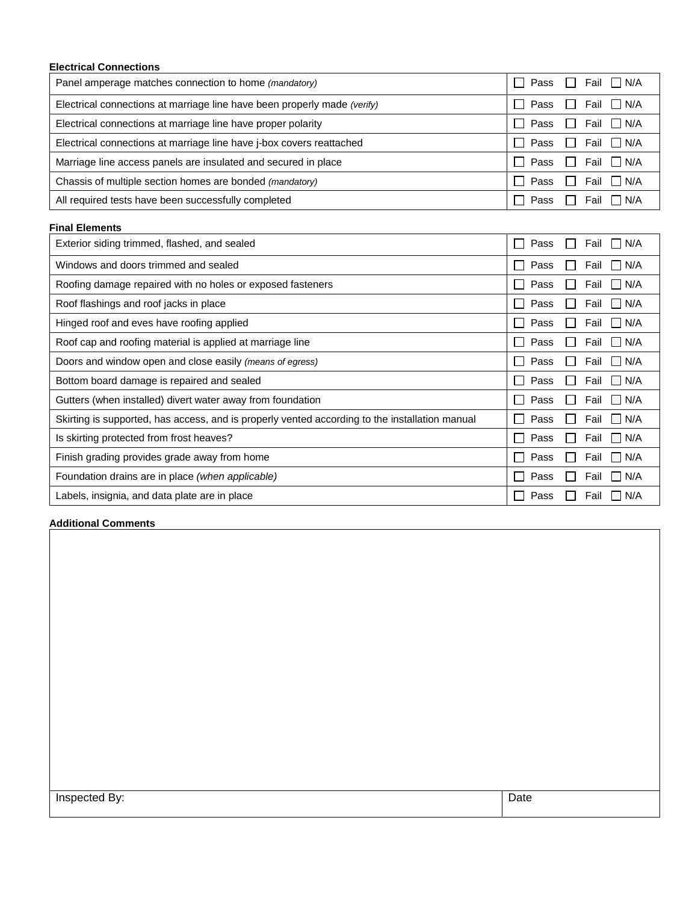**Electrical Connections**

| | |
|---|---|
| Panel amperage matches connection to home *(mandatory)* | ☐ Pass ☐ Fail ☐ N/A |
| Electrical connections at marriage line have been properly made *(verify)* | ☐ Pass ☐ Fail ☐ N/A |
| Electrical connections at marriage line have proper polarity | ☐ Pass ☐ Fail ☐ N/A |
| Electrical connections at marriage line have j-box covers reattached | ☐ Pass ☐ Fail ☐ N/A |
| Marriage line access panels are insulated and secured in place | ☐ Pass ☐ Fail ☐ N/A |
| Chassis of multiple section homes are bonded *(mandatory)* | ☐ Pass ☐ Fail ☐ N/A |
| All required tests have been successfully completed | ☐ Pass ☐ Fail ☐ N/A |

**Final Elements**

| | |
|---|---|
| Exterior siding trimmed, flashed, and sealed | ☐ Pass ☐ Fail ☐ N/A |
| Windows and doors trimmed and sealed | ☐ Pass ☐ Fail ☐ N/A |
| Roofing damage repaired with no holes or exposed fasteners | ☐ Pass ☐ Fail ☐ N/A |
| Roof flashings and roof jacks in place | ☐ Pass ☐ Fail ☐ N/A |
| Hinged roof and eves have roofing applied | ☐ Pass ☐ Fail ☐ N/A |
| Roof cap and roofing material is applied at marriage line | ☐ Pass ☐ Fail ☐ N/A |
| Doors and window open and close easily *(means of egress)* | ☐ Pass ☐ Fail ☐ N/A |
| Bottom board damage is repaired and sealed | ☐ Pass ☐ Fail ☐ N/A |
| Gutters (when installed) divert water away from foundation | ☐ Pass ☐ Fail ☐ N/A |
| Skirting is supported, has access, and is properly vented according to the installation manual | ☐ Pass ☐ Fail ☐ N/A |
| Is skirting protected from frost heaves? | ☐ Pass ☐ Fail ☐ N/A |
| Finish grading provides grade away from home | ☐ Pass ☐ Fail ☐ N/A |
| Foundation drains are in place *(when applicable)* | ☐ Pass ☐ Fail ☐ N/A |
| Labels, insignia, and data plate are in place | ☐ Pass ☐ Fail ☐ N/A |

**Additional Comments**

| | |
|---|---|
| Inspected By: | Date |